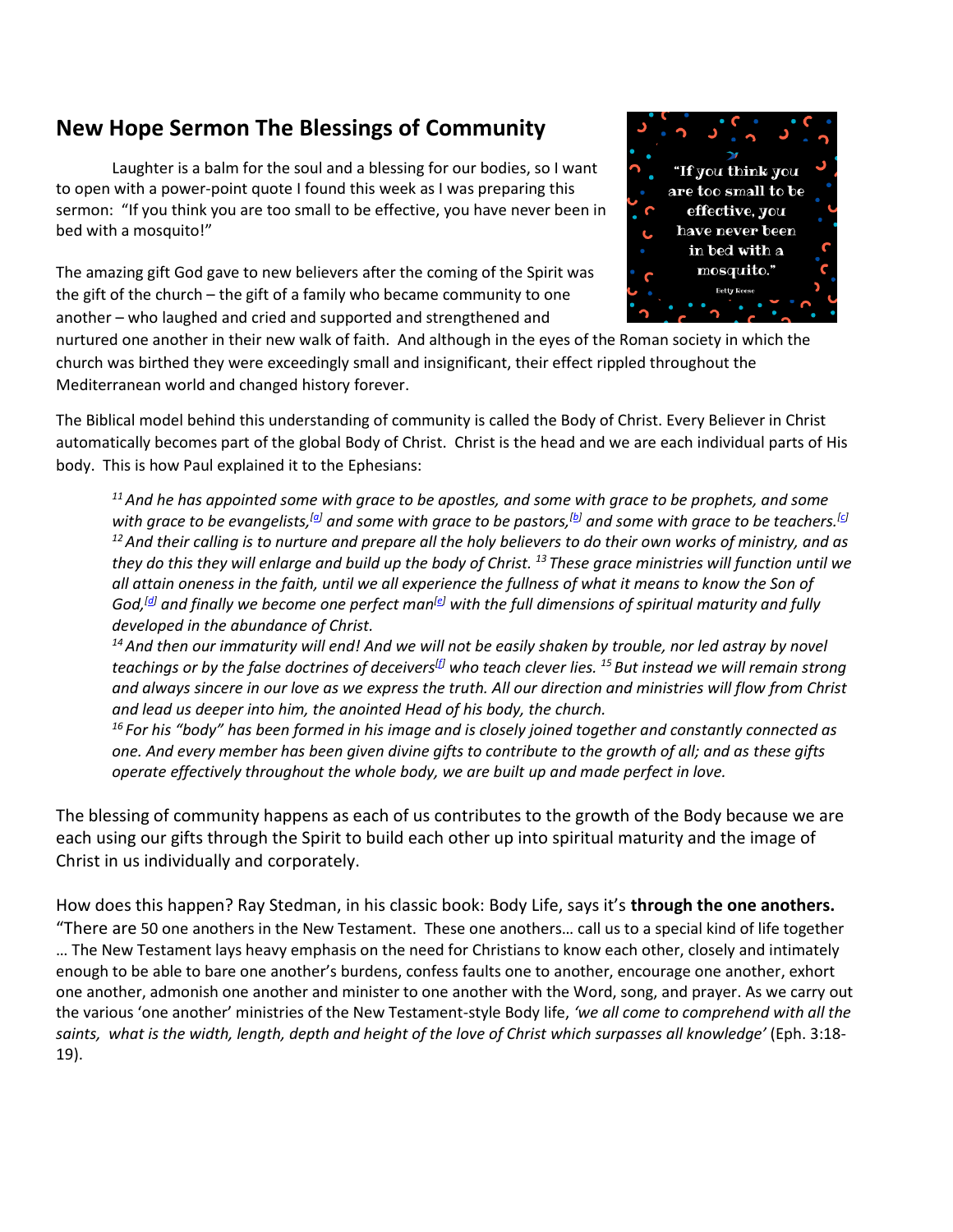## New Hope Sermon The Blessings of Community

Laughter is a balm for the soul and a blessing for our bodies, so I want to open with a power-point quote I found this week as I was preparing this sermon: "If you think you are too small to be effective, you have never been in bed with a mosquito!"

The amazing gift God gave to new believers after the coming of the Spirit was the gift of the church – the gift of a family who became community to one another – who laughed and cried and supported and strengthened and nurtured one another in their new walk of faith. And although in the eyes of the Roman society in which the church was birthed they were exceedingly small and insignificant, their effect rippled throughout the Mediterranean world and changed history forever.

The Biblical model behind this understanding of community is called the Body of Christ. Every Believer in Christ automatically becomes part of the global Body of Christ. Christ is the head and we are each individual parts of His body. This is how Paul explained it to the Ephesians:

> *[11] And he has appointed some with grace to be apostles, and some with grace to be prophets, and some with grace to be evangelists,[a] and some with grace to be pastors,[b] and some with grace to be teachers.[c] [12] And their calling is to nurture and prepare all the holy believers to do their own works of ministry, and as they do this they will enlarge and build up the body of Christ. [13] These grace ministries will function until we all attain oneness in the faith, until we all experience the fullness of what it means to know the Son of God,[d] and finally we become one perfect man[e] with the full dimensions of spiritual maturity and fully developed in the abundance of Christ.*
>
> *[14] And then our immaturity will end! And we will not be easily shaken by trouble, nor led astray by novel teachings or by the false doctrines of deceivers[f] who teach clever lies. [15] But instead we will remain strong and always sincere in our love as we express the truth. All our direction and ministries will flow from Christ and lead us deeper into him, the anointed Head of his body, the church.*
>
> *[16] For his "body" has been formed in his image and is closely joined together and constantly connected as one. And every member has been given divine gifts to contribute to the growth of all; and as these gifts operate effectively throughout the whole body, we are built up and made perfect in love.*

The blessing of community happens as each of us contributes to the growth of the Body because we are each using our gifts through the Spirit to build each other up into spiritual maturity and the image of Christ in us individually and corporately.

How does this happen? Ray Stedman, in his classic book: Body Life, says it's **through the one anothers.** "There are 50 one anothers in the New Testament. These one anothers… call us to a special kind of life together … The New Testament lays heavy emphasis on the need for Christians to know each other, closely and intimately enough to be able to bare one another's burdens, confess faults one to another, encourage one another, exhort one another, admonish one another and minister to one another with the Word, song, and prayer. As we carry out the various 'one another' ministries of the New Testament-style Body life, *'we all come to comprehend with all the saints, what is the width, length, depth and height of the love of Christ which surpasses all knowledge'* (Eph. 3:18-19).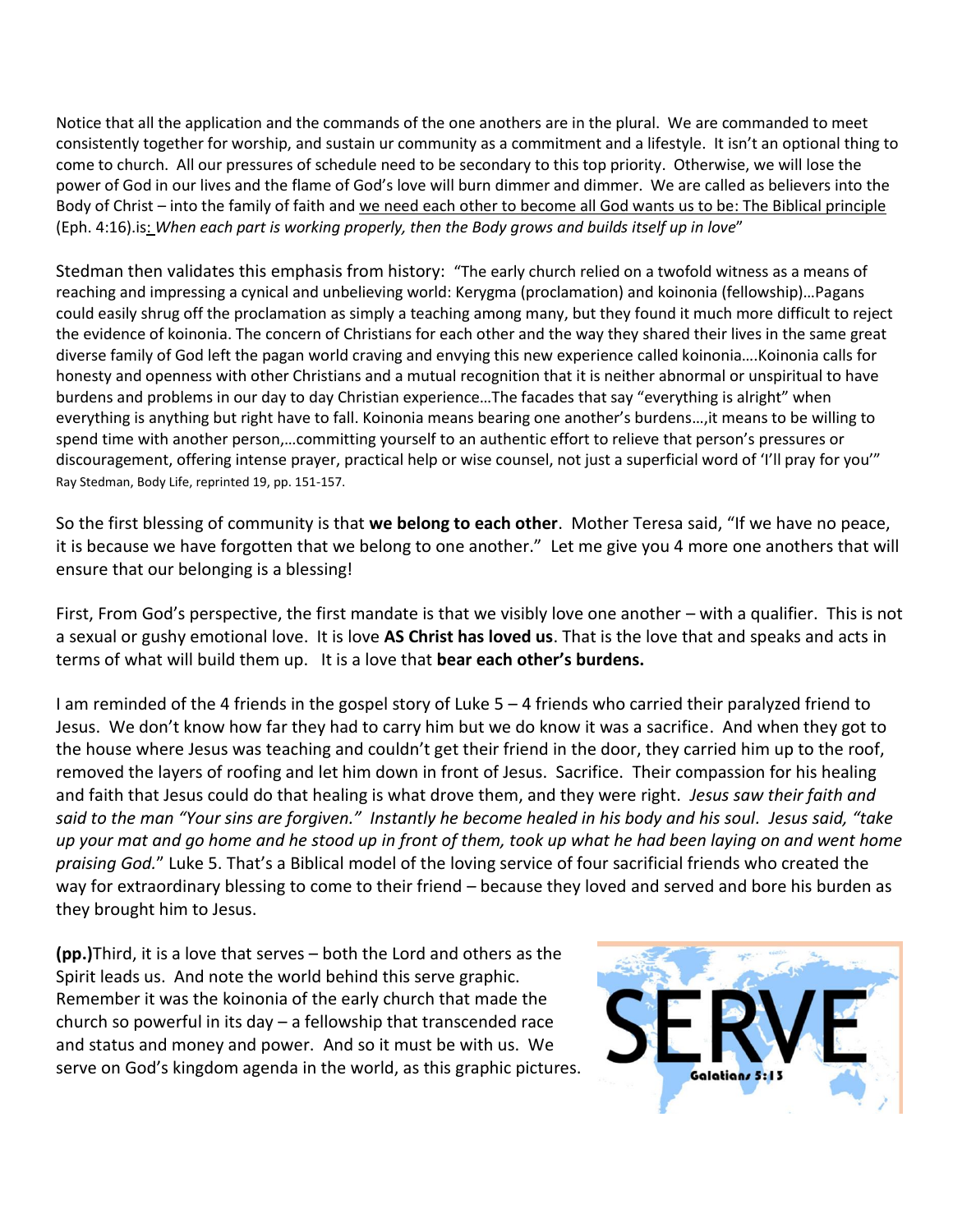Notice that all the application and the commands of the one anothers are in the plural. We are commanded to meet consistently together for worship, and sustain ur community as a commitment and a lifestyle. It isn't an optional thing to come to church. All our pressures of schedule need to be secondary to this top priority. Otherwise, we will lose the power of God in our lives and the flame of God's love will burn dimmer and dimmer. We are called as believers into the Body of Christ – into the family of faith and <u>we need each other to become all God wants us to be: The Biblical principle</u> (Eph. 4:16).is<u>:</u> *When each part is working properly, then the Body grows and builds itself up in love*"

Stedman then validates this emphasis from history: "The early church relied on a twofold witness as a means of reaching and impressing a cynical and unbelieving world: Kerygma (proclamation) and koinonia (fellowship)…Pagans could easily shrug off the proclamation as simply a teaching among many, but they found it much more difficult to reject the evidence of koinonia. The concern of Christians for each other and the way they shared their lives in the same great diverse family of God left the pagan world craving and envying this new experience called koinonia….Koinonia calls for honesty and openness with other Christians and a mutual recognition that it is neither abnormal or unspiritual to have burdens and problems in our day to day Christian experience…The facades that say "everything is alright" when everything is anything but right have to fall. Koinonia means bearing one another's burdens…,it means to be willing to spend time with another person,…committing yourself to an authentic effort to relieve that person's pressures or discouragement, offering intense prayer, practical help or wise counsel, not just a superficial word of 'I'll pray for you'" Ray Stedman, Body Life, reprinted 19, pp. 151-157.

So the first blessing of community is that **we belong to each other**. Mother Teresa said, "If we have no peace, it is because we have forgotten that we belong to one another." Let me give you 4 more one anothers that will ensure that our belonging is a blessing!

First, From God's perspective, the first mandate is that we visibly love one another – with a qualifier. This is not a sexual or gushy emotional love. It is love **AS Christ has loved us**. That is the love that and speaks and acts in terms of what will build them up. It is a love that **bear each other's burdens.**

I am reminded of the 4 friends in the gospel story of Luke 5 – 4 friends who carried their paralyzed friend to Jesus. We don't know how far they had to carry him but we do know it was a sacrifice. And when they got to the house where Jesus was teaching and couldn't get their friend in the door, they carried him up to the roof, removed the layers of roofing and let him down in front of Jesus. Sacrifice. Their compassion for his healing and faith that Jesus could do that healing is what drove them, and they were right. *Jesus saw their faith and said to the man "Your sins are forgiven." Instantly he become healed in his body and his soul. Jesus said, "take up your mat and go home and he stood up in front of them, took up what he had been laying on and went home praising God.*" Luke 5. That's a Biblical model of the loving service of four sacrificial friends who created the way for extraordinary blessing to come to their friend – because they loved and served and bore his burden as they brought him to Jesus.

**(pp.)**Third, it is a love that serves – both the Lord and others as the Spirit leads us. And note the world behind this serve graphic. Remember it was the koinonia of the early church that made the church so powerful in its day – a fellowship that transcended race and status and money and power. And so it must be with us. We serve on God's kingdom agenda in the world, as this graphic pictures.

SERVE
Galatians 5:13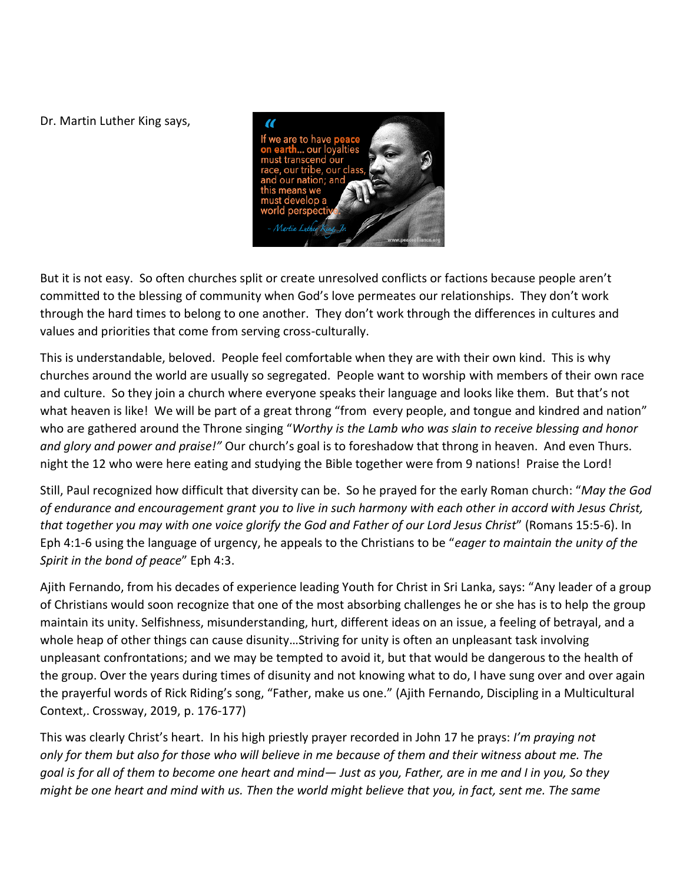Dr. Martin Luther King says,

"If we are to have peace on earth… our loyalties must transcend our race, our tribe, our class, and our nation; and this means we must develop a world perspective." – Martin Luther King, Jr.

But it is not easy. So often churches split or create unresolved conflicts or factions because people aren't committed to the blessing of community when God's love permeates our relationships. They don't work through the hard times to belong to one another. They don't work through the differences in cultures and values and priorities that come from serving cross-culturally.

This is understandable, beloved. People feel comfortable when they are with their own kind. This is why churches around the world are usually so segregated. People want to worship with members of their own race and culture. So they join a church where everyone speaks their language and looks like them. But that's not what heaven is like! We will be part of a great throng "from every people, and tongue and kindred and nation" who are gathered around the Throne singing "*Worthy is the Lamb who was slain to receive blessing and honor and glory and power and praise!"* Our church's goal is to foreshadow that throng in heaven. And even Thurs. night the 12 who were here eating and studying the Bible together were from 9 nations! Praise the Lord!

Still, Paul recognized how difficult that diversity can be. So he prayed for the early Roman church: "*May the God of endurance and encouragement grant you to live in such harmony with each other in accord with Jesus Christ, that together you may with one voice glorify the God and Father of our Lord Jesus Christ*" (Romans 15:5-6). In Eph 4:1-6 using the language of urgency, he appeals to the Christians to be "*eager to maintain the unity of the Spirit in the bond of peace*" Eph 4:3.

Ajith Fernando, from his decades of experience leading Youth for Christ in Sri Lanka, says: "Any leader of a group of Christians would soon recognize that one of the most absorbing challenges he or she has is to help the group maintain its unity. Selfishness, misunderstanding, hurt, different ideas on an issue, a feeling of betrayal, and a whole heap of other things can cause disunity…Striving for unity is often an unpleasant task involving unpleasant confrontations; and we may be tempted to avoid it, but that would be dangerous to the health of the group. Over the years during times of disunity and not knowing what to do, I have sung over and over again the prayerful words of Rick Riding's song, "Father, make us one." (Ajith Fernando, Discipling in a Multicultural Context,. Crossway, 2019, p. 176-177)

This was clearly Christ's heart. In his high priestly prayer recorded in John 17 he prays: *I'm praying not only for them but also for those who will believe in me because of them and their witness about me. The goal is for all of them to become one heart and mind— Just as you, Father, are in me and I in you, So they might be one heart and mind with us. Then the world might believe that you, in fact, sent me. The same*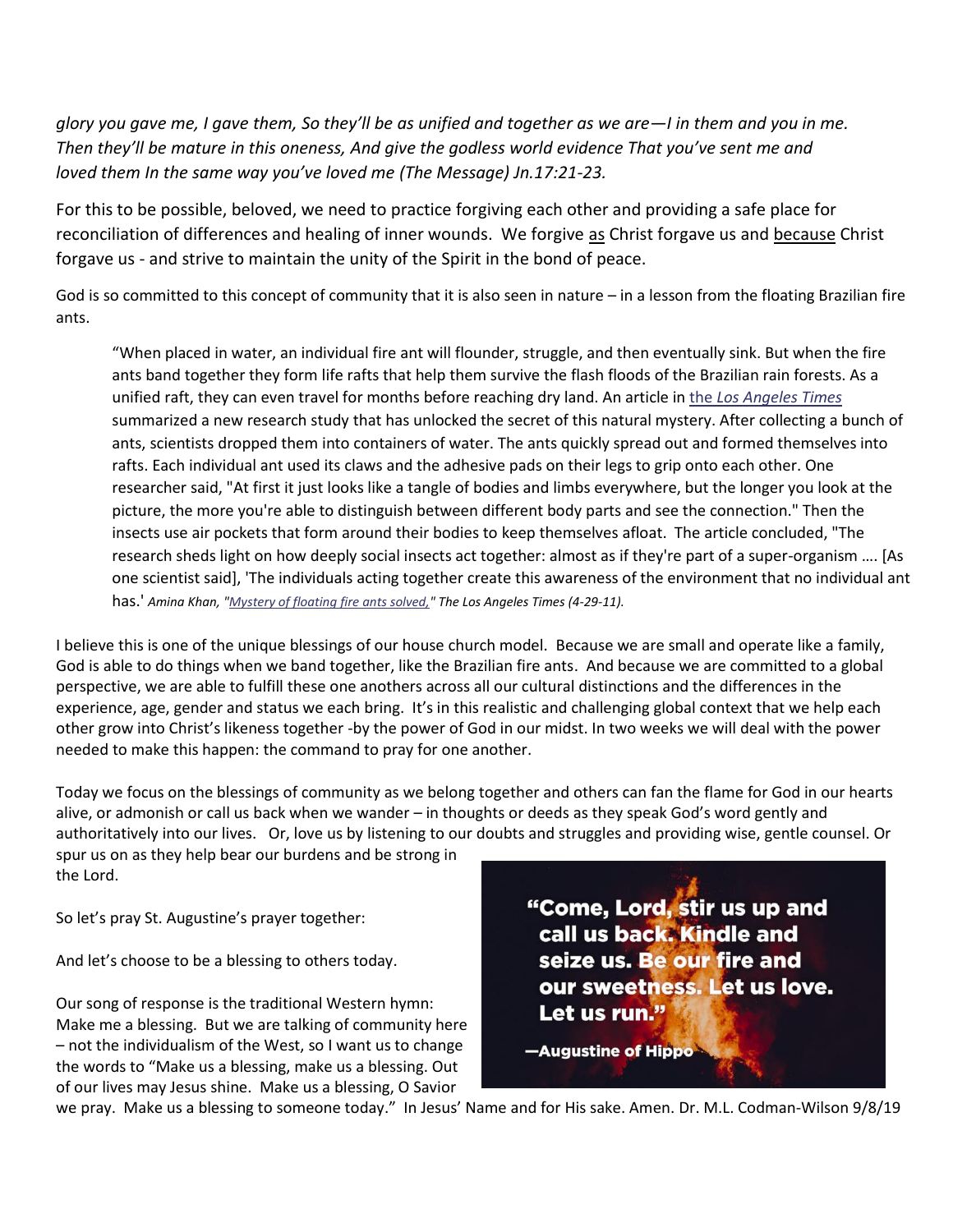*glory you gave me, I gave them, So they'll be as unified and together as we are—I in them and you in me. Then they'll be mature in this oneness, And give the godless world evidence That you've sent me and loved them In the same way you've loved me (The Message) Jn.17:21-23.*

For this to be possible, beloved, we need to practice forgiving each other and providing a safe place for reconciliation of differences and healing of inner wounds. We forgive as Christ forgave us and because Christ forgave us - and strive to maintain the unity of the Spirit in the bond of peace.

God is so committed to this concept of community that it is also seen in nature – in a lesson from the floating Brazilian fire ants.

> "When placed in water, an individual fire ant will flounder, struggle, and then eventually sink. But when the fire ants band together they form life rafts that help them survive the flash floods of the Brazilian rain forests. As a unified raft, they can even travel for months before reaching dry land. An article in the *Los Angeles Times* summarized a new research study that has unlocked the secret of this natural mystery. After collecting a bunch of ants, scientists dropped them into containers of water. The ants quickly spread out and formed themselves into rafts. Each individual ant used its claws and the adhesive pads on their legs to grip onto each other. One researcher said, "At first it just looks like a tangle of bodies and limbs everywhere, but the longer you look at the picture, the more you're able to distinguish between different body parts and see the connection." Then the insects use air pockets that form around their bodies to keep themselves afloat. The article concluded, "The research sheds light on how deeply social insects act together: almost as if they're part of a super-organism …. [As one scientist said], 'The individuals acting together create this awareness of the environment that no individual ant has.' *Amina Khan, "Mystery of floating fire ants solved," The Los Angeles Times (4-29-11).*

I believe this is one of the unique blessings of our house church model. Because we are small and operate like a family, God is able to do things when we band together, like the Brazilian fire ants. And because we are committed to a global perspective, we are able to fulfill these one anothers across all our cultural distinctions and the differences in the experience, age, gender and status we each bring. It's in this realistic and challenging global context that we help each other grow into Christ's likeness together -by the power of God in our midst. In two weeks we will deal with the power needed to make this happen: the command to pray for one another.

Today we focus on the blessings of community as we belong together and others can fan the flame for God in our hearts alive, or admonish or call us back when we wander – in thoughts or deeds as they speak God's word gently and authoritatively into our lives. Or, love us by listening to our doubts and struggles and providing wise, gentle counsel. Or spur us on as they help bear our burdens and be strong in the Lord.

So let's pray St. Augustine's prayer together:

"Come, Lord, stir us up and call us back. Kindle and seize us. Be our fire and our sweetness. Let us love. Let us run."

—Augustine of Hippo

And let's choose to be a blessing to others today.

Our song of response is the traditional Western hymn: Make me a blessing. But we are talking of community here – not the individualism of the West, so I want us to change the words to "Make us a blessing, make us a blessing. Out of our lives may Jesus shine. Make us a blessing, O Savior we pray. Make us a blessing to someone today." In Jesus' Name and for His sake. Amen. Dr. M.L. Codman-Wilson 9/8/19